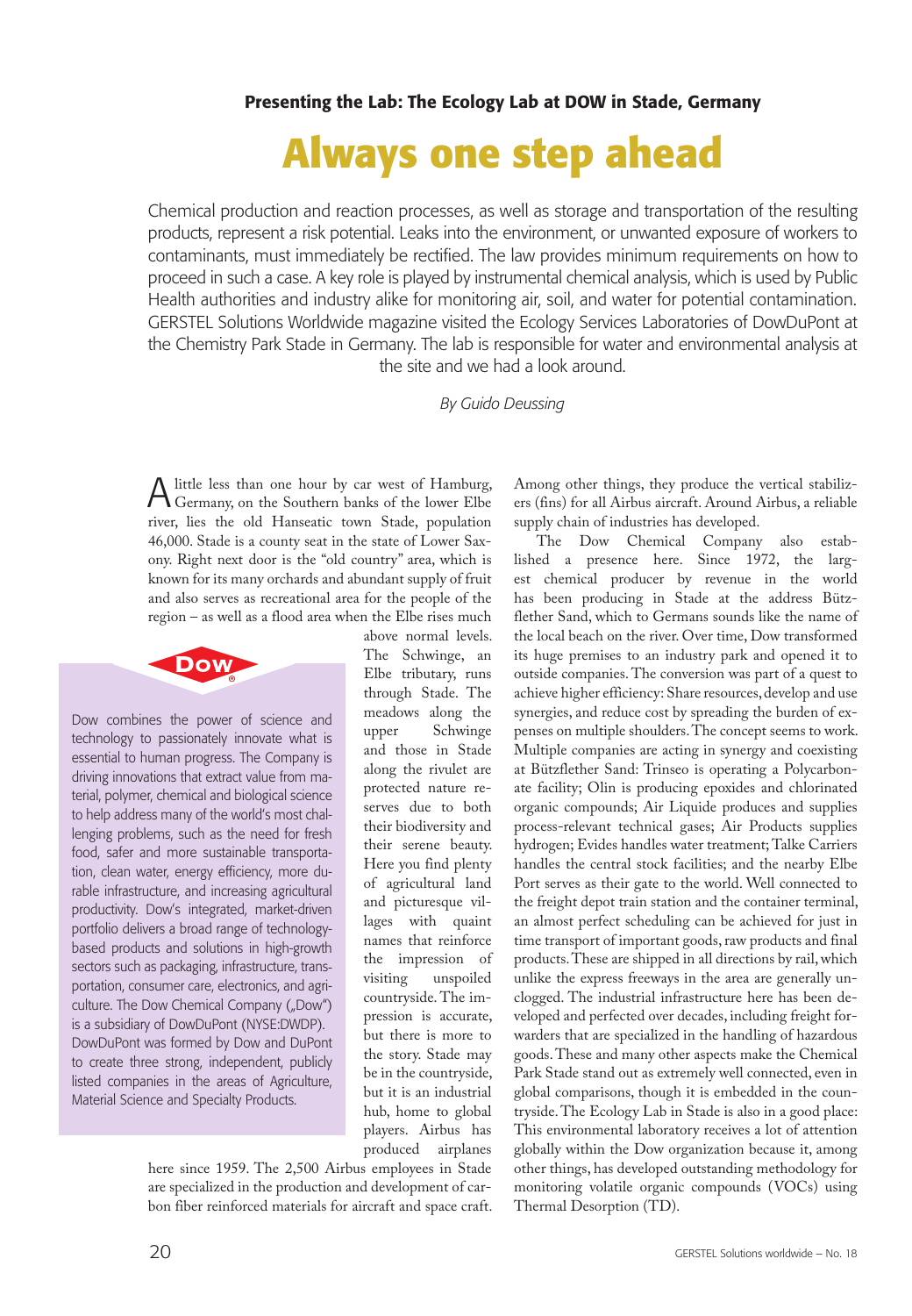**Presenting the Lab: The Ecology Lab at DOW in Stade, Germany**

# Always one step ahead

Chemical production and reaction processes, as well as storage and transportation of the resulting products, represent a risk potential. Leaks into the environment, or unwanted exposure of workers to contaminants, must immediately be rectified. The law provides minimum requirements on how to proceed in such a case. A key role is played by instrumental chemical analysis, which is used by Public Health authorities and industry alike for monitoring air, soil, and water for potential contamination. GERSTEL Solutions Worldwide magazine visited the Ecology Services Laboratories of DowDuPont at the Chemistry Park Stade in Germany. The lab is responsible for water and environmental analysis at the site and we had a look around.

*By Guido Deussing*

A little less than one hour by car west of Hamburg, Germany, on the Southern banks of the lower Elbe river, lies the old Hanseatic town Stade, population 46,000. Stade is a county seat in the state of Lower Saxony. Right next door is the "old country" area, which is known for its many orchards and abundant supply of fruit and also serves as recreational area for the people of the region – as well as a flood area when the Elbe rises much above normal levels. The Schwinge, an Elbe tributary, runs through Stade. The meadows along the upper Schwinge and those in Stade along the rivulet are protected nature reserves due to both their biodiversity and their serene beauty. Here you find plenty of agricultural land and picturesque villages with quaint names that reinforce the impression of visiting unspoiled countryside. The impression is accurate, but there is more to the story. Stade may be in the countryside, but it is an industrial hub, home to global players. Airbus has produced airplanes here since 1959. The 2,500 Airbus employees in Stade are specialized in the production and development of carbon fiber reinforced materials for aircraft and space craft. Among other things, they produce the vertical stabilizers (fins) for all Airbus aircraft. Around Airbus, a reliable supply chain of industries has developed.

The Dow Chemical Company also established a presence here. Since 1972, the largest chemical producer by revenue in the world has been producing in Stade at the address Bützflether Sand, which to Germans sounds like the name of the local beach on the river. Over time, Dow transformed its huge premises to an industry park and opened it to outside companies. The conversion was part of a quest to achieve higher efficiency: Share resources, develop and use synergies, and reduce cost by spreading the burden of expenses on multiple shoulders. The concept seems to work. Multiple companies are acting in synergy and coexisting at Bützflether Sand: Trinseo is operating a Polycarbonate facility; Olin is producing epoxides and chlorinated organic compounds; Air Liquide produces and supplies process-relevant technical gases; Air Products supplies hydrogen; Evides handles water treatment; Talke Carriers handles the central stock facilities; and the nearby Elbe Port serves as their gate to the world. Well connected to the freight depot train station and the container terminal, an almost perfect scheduling can be achieved for just in time transport of important goods, raw products and final products. These are shipped in all directions by rail, which unlike the express freeways in the area are generally unclogged. The industrial infrastructure here has been developed and perfected over decades, including freight forwarders that are specialized in the handling of hazardous goods. These and many other aspects make the Chemical Park Stade stand out as extremely well connected, even in global comparisons, though it is embedded in the countryside. The Ecology Lab in Stade is also in a good place: This environmental laboratory receives a lot of attention globally within the Dow organization because it, among other things, has developed outstanding methodology for monitoring volatile organic compounds (VOCs) using Thermal Desorption (TD).

---

**Dow**

Dow combines the power of science and technology to passionately innovate what is essential to human progress. The Company is driving innovations that extract value from material, polymer, chemical and biological science to help address many of the world's most challenging problems, such as the need for fresh food, safer and more sustainable transportation, clean water, energy efficiency, more durable infrastructure, and increasing agricultural productivity. Dow's integrated, market-driven portfolio delivers a broad range of technology-based products and solutions in high-growth sectors such as packaging, infrastructure, transportation, consumer care, electronics, and agriculture. The Dow Chemical Company („Dow") is a subsidiary of DowDuPont (NYSE:DWDP). DowDuPont was formed by Dow and DuPont to create three strong, independent, publicly listed companies in the areas of Agriculture, Material Science and Specialty Products.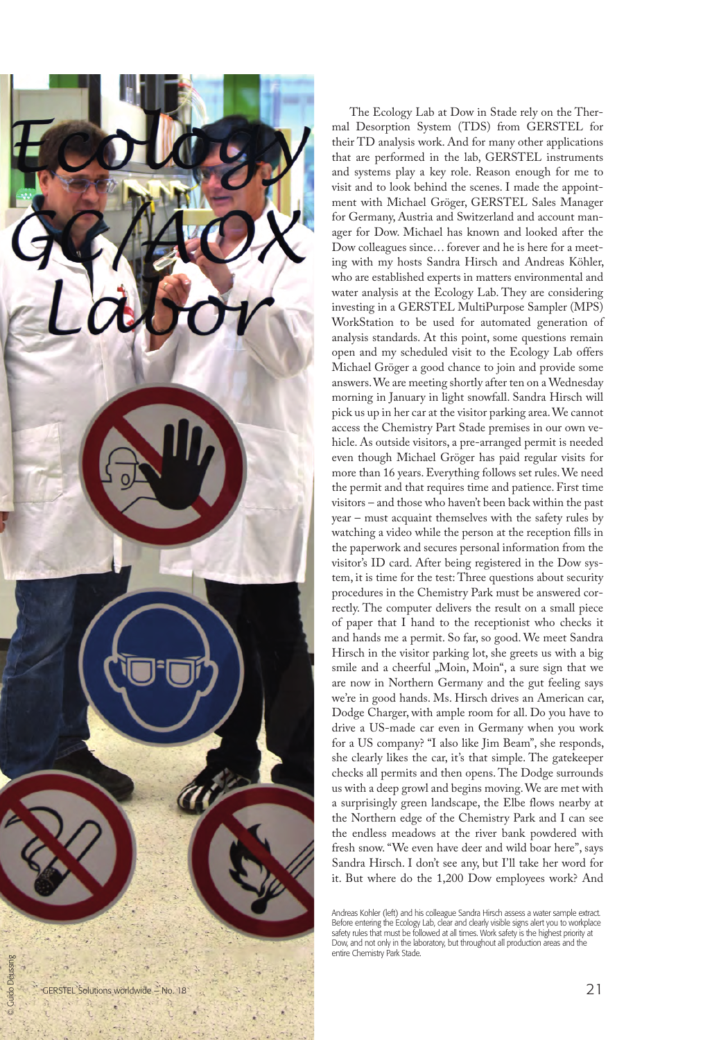# Ecology GC/AOX Labor

The Ecology Lab at Dow in Stade rely on the Thermal Desorption System (TDS) from GERSTEL for their TD analysis work. And for many other applications that are performed in the lab, GERSTEL instruments and systems play a key role. Reason enough for me to visit and to look behind the scenes. I made the appointment with Michael Gröger, GERSTEL Sales Manager for Germany, Austria and Switzerland and account manager for Dow. Michael has known and looked after the Dow colleagues since… forever and he is here for a meeting with my hosts Sandra Hirsch and Andreas Köhler, who are established experts in matters environmental and water analysis at the Ecology Lab. They are considering investing in a GERSTEL MultiPurpose Sampler (MPS) WorkStation to be used for automated generation of analysis standards. At this point, some questions remain open and my scheduled visit to the Ecology Lab offers Michael Gröger a good chance to join and provide some answers. We are meeting shortly after ten on a Wednesday morning in January in light snowfall. Sandra Hirsch will pick us up in her car at the visitor parking area. We cannot access the Chemistry Part Stade premises in our own vehicle. As outside visitors, a pre-arranged permit is needed even though Michael Gröger has paid regular visits for more than 16 years. Everything follows set rules. We need the permit and that requires time and patience. First time visitors – and those who haven't been back within the past year – must acquaint themselves with the safety rules by watching a video while the person at the reception fills in the paperwork and secures personal information from the visitor's ID card. After being registered in the Dow system, it is time for the test: Three questions about security procedures in the Chemistry Park must be answered correctly. The computer delivers the result on a small piece of paper that I hand to the receptionist who checks it and hands me a permit. So far, so good. We meet Sandra Hirsch in the visitor parking lot, she greets us with a big smile and a cheerful „Moin, Moin", a sure sign that we are now in Northern Germany and the gut feeling says we're in good hands. Ms. Hirsch drives an American car, Dodge Charger, with ample room for all. Do you have to drive a US-made car even in Germany when you work for a US company? "I also like Jim Beam", she responds, she clearly likes the car, it's that simple. The gatekeeper checks all permits and then opens. The Dodge surrounds us with a deep growl and begins moving. We are met with a surprisingly green landscape, the Elbe flows nearby at the Northern edge of the Chemistry Park and I can see the endless meadows at the river bank powdered with fresh snow. "We even have deer and wild boar here", says Sandra Hirsch. I don't see any, but I'll take her word for it. But where do the 1,200 Dow employees work? And

Andreas Kohler (left) and his colleague Sandra Hirsch assess a water sample extract. Before entering the Ecology Lab, clear and clearly visible signs alert you to workplace safety rules that must be followed at all times. Work safety is the highest priority at Dow, and not only in the laboratory, but throughout all production areas and the entire Chemistry Park Stade.

© Guido Deussing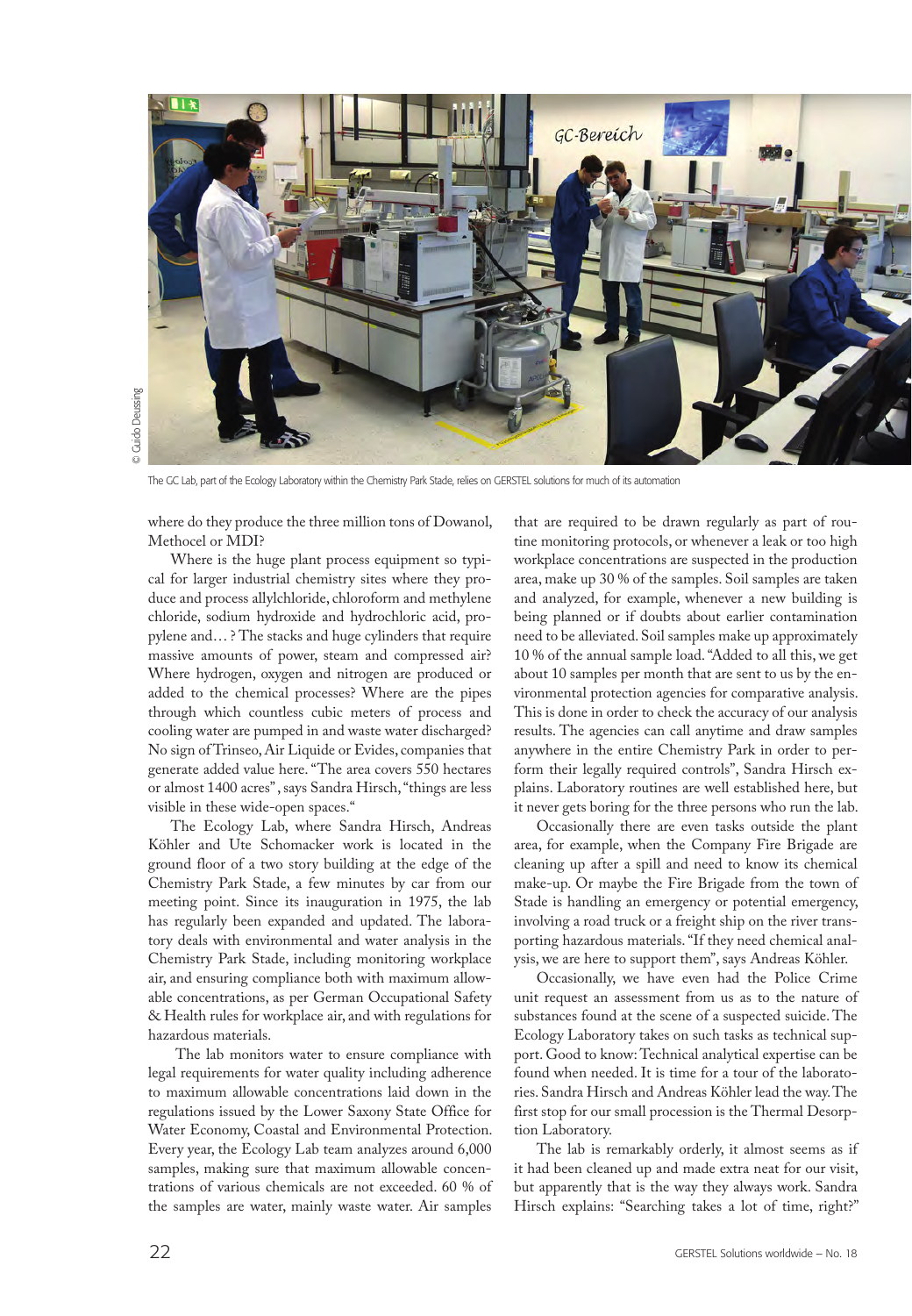The GC Lab, part of the Ecology Laboratory within the Chemistry Park Stade, relies on GERSTEL solutions for much of its automation

where do they produce the three million tons of Dowanol, Methocel or MDI?

Where is the huge plant process equipment so typical for larger industrial chemistry sites where they produce and process allylchloride, chloroform and methylene chloride, sodium hydroxide and hydrochloric acid, propylene and… ? The stacks and huge cylinders that require massive amounts of power, steam and compressed air? Where hydrogen, oxygen and nitrogen are produced or added to the chemical processes? Where are the pipes through which countless cubic meters of process and cooling water are pumped in and waste water discharged? No sign of Trinseo, Air Liquide or Evides, companies that generate added value here. "The area covers 550 hectares or almost 1400 acres", says Sandra Hirsch, "things are less visible in these wide-open spaces."

The Ecology Lab, where Sandra Hirsch, Andreas Köhler and Ute Schomacker work is located in the ground floor of a two story building at the edge of the Chemistry Park Stade, a few minutes by car from our meeting point. Since its inauguration in 1975, the lab has regularly been expanded and updated. The laboratory deals with environmental and water analysis in the Chemistry Park Stade, including monitoring workplace air, and ensuring compliance both with maximum allowable concentrations, as per German Occupational Safety & Health rules for workplace air, and with regulations for hazardous materials.

The lab monitors water to ensure compliance with legal requirements for water quality including adherence to maximum allowable concentrations laid down in the regulations issued by the Lower Saxony State Office for Water Economy, Coastal and Environmental Protection. Every year, the Ecology Lab team analyzes around 6,000 samples, making sure that maximum allowable concentrations of various chemicals are not exceeded. 60 % of the samples are water, mainly waste water. Air samples that are required to be drawn regularly as part of routine monitoring protocols, or whenever a leak or too high workplace concentrations are suspected in the production area, make up 30 % of the samples. Soil samples are taken and analyzed, for example, whenever a new building is being planned or if doubts about earlier contamination need to be alleviated. Soil samples make up approximately 10 % of the annual sample load. "Added to all this, we get about 10 samples per month that are sent to us by the environmental protection agencies for comparative analysis. This is done in order to check the accuracy of our analysis results. The agencies can call anytime and draw samples anywhere in the entire Chemistry Park in order to perform their legally required controls", Sandra Hirsch explains. Laboratory routines are well established here, but it never gets boring for the three persons who run the lab.

Occasionally there are even tasks outside the plant area, for example, when the Company Fire Brigade are cleaning up after a spill and need to know its chemical make-up. Or maybe the Fire Brigade from the town of Stade is handling an emergency or potential emergency, involving a road truck or a freight ship on the river transporting hazardous materials. "If they need chemical analysis, we are here to support them", says Andreas Köhler.

Occasionally, we have even had the Police Crime unit request an assessment from us as to the nature of substances found at the scene of a suspected suicide. The Ecology Laboratory takes on such tasks as technical support. Good to know: Technical analytical expertise can be found when needed. It is time for a tour of the laboratories. Sandra Hirsch and Andreas Köhler lead the way. The first stop for our small procession is the Thermal Desorption Laboratory.

The lab is remarkably orderly, it almost seems as if it had been cleaned up and made extra neat for our visit, but apparently that is the way they always work. Sandra Hirsch explains: "Searching takes a lot of time, right?"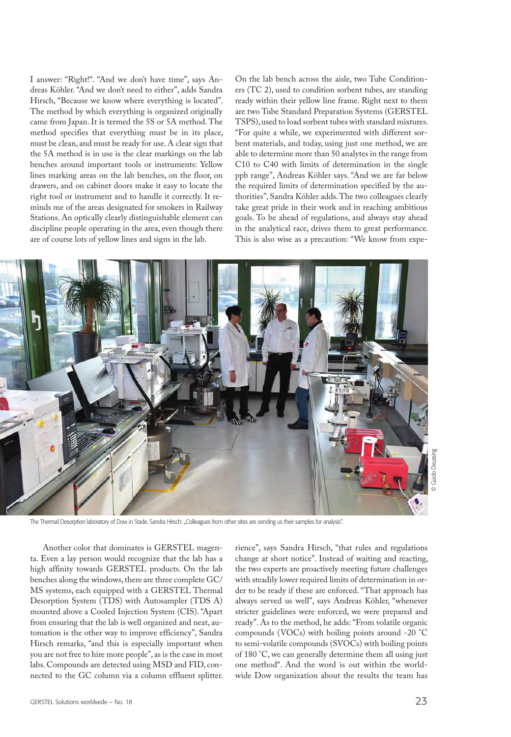I answer: "Right!". "And we don't have time", says Andreas Köhler. "And we don't need to either", adds Sandra Hirsch, "Because we know where everything is located". The method by which everything is organized originally came from Japan. It is termed the 5S or 5A method. The method specifies that everything must be in its place, must be clean, and must be ready for use. A clear sign that the 5A method is in use is the clear markings on the lab benches around important tools or instruments: Yellow lines marking areas on the lab benches, on the floor, on drawers, and on cabinet doors make it easy to locate the right tool or instrument and to handle it correctly. It reminds me of the areas designated for smokers in Railway Stations. An optically clearly distinguishable element can discipline people operating in the area, even though there are of course lots of yellow lines and signs in the lab.

On the lab bench across the aisle, two Tube Conditioners (TC 2), used to condition sorbent tubes, are standing ready within their yellow line frame. Right next to them are two Tube Standard Preparation Systems (GERSTEL TSPS), used to load sorbent tubes with standard mixtures. "For quite a while, we experimented with different sorbent materials, and today, using just one method, we are able to determine more than 50 analytes in the range from C10 to C40 with limits of determination in the single ppb range", Andreas Köhler says. "And we are far below the required limits of determination specified by the authorities", Sandra Köhler adds. The two colleagues clearly take great pride in their work and in reaching ambitious goals. To be ahead of regulations, and always stay ahead in the analytical race, drives them to great performance. This is also wise as a precaution: "We know from experience", says Sandra Hirsch, "that rules and regulations change at short notice". Instead of waiting and reacting, the two experts are proactively meeting future challenges with steadily lower required limits of determination in order to be ready if these are enforced. "That approach has always served us well", says Andreas Köhler, "whenever stricter guidelines were enforced, we were prepared and ready". As to the method, he adds: "From volatile organic compounds (VOCs) with boiling points around -20 °C to semi-volatile compounds (SVOCs) with boiling points of 180 °C, we can generally determine them all using just one method". And the word is out within the worldwide Dow organization about the results the team has

The Thermal Desorption laboratory of Dow in Stade. Sandra Hirsch: „Colleagues from other sites are sending us their samples for analysis".

© Guido Deussing

Another color that dominates is GERSTEL magenta. Even a lay person would recognize that the lab has a high affinity towards GERSTEL products. On the lab benches along the windows, there are three complete GC/MS systems, each equipped with a GERSTEL Thermal Desorption System (TDS) with Autosampler (TDS A) mounted above a Cooled Injection System (CIS). "Apart from ensuring that the lab is well organized and neat, automation is the other way to improve efficiency", Sandra Hirsch remarks, "and this is especially important when you are not free to hire more people", as is the case in most labs. Compounds are detected using MSD and FID, connected to the GC column via a column effluent splitter.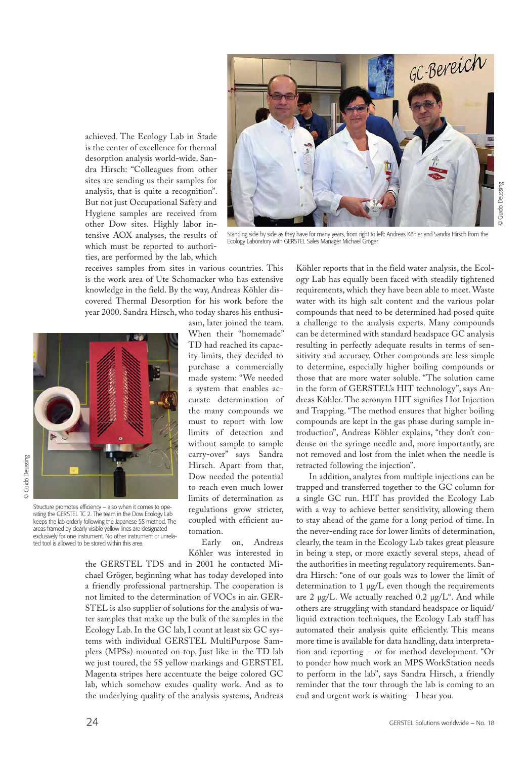achieved. The Ecology Lab in Stade is the center of excellence for thermal desorption analysis world-wide. Sandra Hirsch: "Colleagues from other sites are sending us their samples for analysis, that is quite a recognition". But not just Occupational Safety and Hygiene samples are received from other Dow sites. Highly labor intensive AOX analyses, the results of which must be reported to authorities, are performed by the lab, which receives samples from sites in various countries. This is the work area of Ute Schomacker who has extensive knowledge in the field. By the way, Andreas Köhler discovered Thermal Desorption for his work before the year 2000. Sandra Hirsch, who today shares his enthusiasm, later joined the team. When their "homemade" TD had reached its capacity limits, they decided to purchase a commercially made system: "We needed a system that enables accurate determination of the many compounds we must to report with low limits of detection and without sample to sample carry-over" says Sandra Hirsch. Apart from that, Dow needed the potential to reach even much lower limits of determination as regulations grow stricter, coupled with efficient automation.

Standing side by side as they have for many years, from right to left: Andreas Köhler and Sandra Hirsch from the Ecology Laboratory with GERSTEL Sales Manager Michael Gröger

© Guido Deussing

Structure promotes efficiency – also when it comes to operating the GERSTEL TC 2. The team in the Dow Ecology Lab keeps the lab orderly following the Japanese 5S method. The areas framed by clearly visible yellow lines are designated exclusively for one instrument. No other instrument or unrelated tool is allowed to be stored within this area.

© Guido Deussing

Early on, Andreas Köhler was interested in the GERSTEL TDS and in 2001 he contacted Michael Gröger, beginning what has today developed into a friendly professional partnership. The cooperation is not limited to the determination of VOCs in air. GERSTEL is also supplier of solutions for the analysis of water samples that make up the bulk of the samples in the Ecology Lab. In the GC lab, I count at least six GC systems with individual GERSTEL MultiPurpose Samplers (MPSs) mounted on top. Just like in the TD lab we just toured, the 5S yellow markings and GERSTEL Magenta stripes here accentuate the beige colored GC lab, which somehow exudes quality work. And as to the underlying quality of the analysis systems, Andreas Köhler reports that in the field water analysis, the Ecology Lab has equally been faced with steadily tightened requirements, which they have been able to meet. Waste water with its high salt content and the various polar compounds that need to be determined had posed quite a challenge to the analysis experts. Many compounds can be determined with standard headspace GC analysis resulting in perfectly adequate results in terms of sensitivity and accuracy. Other compounds are less simple to determine, especially higher boiling compounds or those that are more water soluble. "The solution came in the form of GERSTEL's HIT technology", says Andreas Köhler. The acronym HIT signifies Hot Injection and Trapping. "The method ensures that higher boiling compounds are kept in the gas phase during sample introduction", Andreas Köhler explains, "they don't condense on the syringe needle and, more importantly, are not removed and lost from the inlet when the needle is retracted following the injection".

In addition, analytes from multiple injections can be trapped and transferred together to the GC column for a single GC run. HIT has provided the Ecology Lab with a way to achieve better sensitivity, allowing them to stay ahead of the game for a long period of time. In the never-ending race for lower limits of determination, clearly, the team in the Ecology Lab takes great pleasure in being a step, or more exactly several steps, ahead of the authorities in meeting regulatory requirements. Sandra Hirsch: "one of our goals was to lower the limit of determination to 1 µg/L even though the requirements are 2 µg/L. We actually reached 0.2 µg/L". And while others are struggling with standard headspace or liquid/liquid extraction techniques, the Ecology Lab staff has automated their analysis quite efficiently. This means more time is available for data handling, data interpretation and reporting – or for method development. "Or to ponder how much work an MPS WorkStation needs to perform in the lab", says Sandra Hirsch, a friendly reminder that the tour through the lab is coming to an end and urgent work is waiting – I hear you.